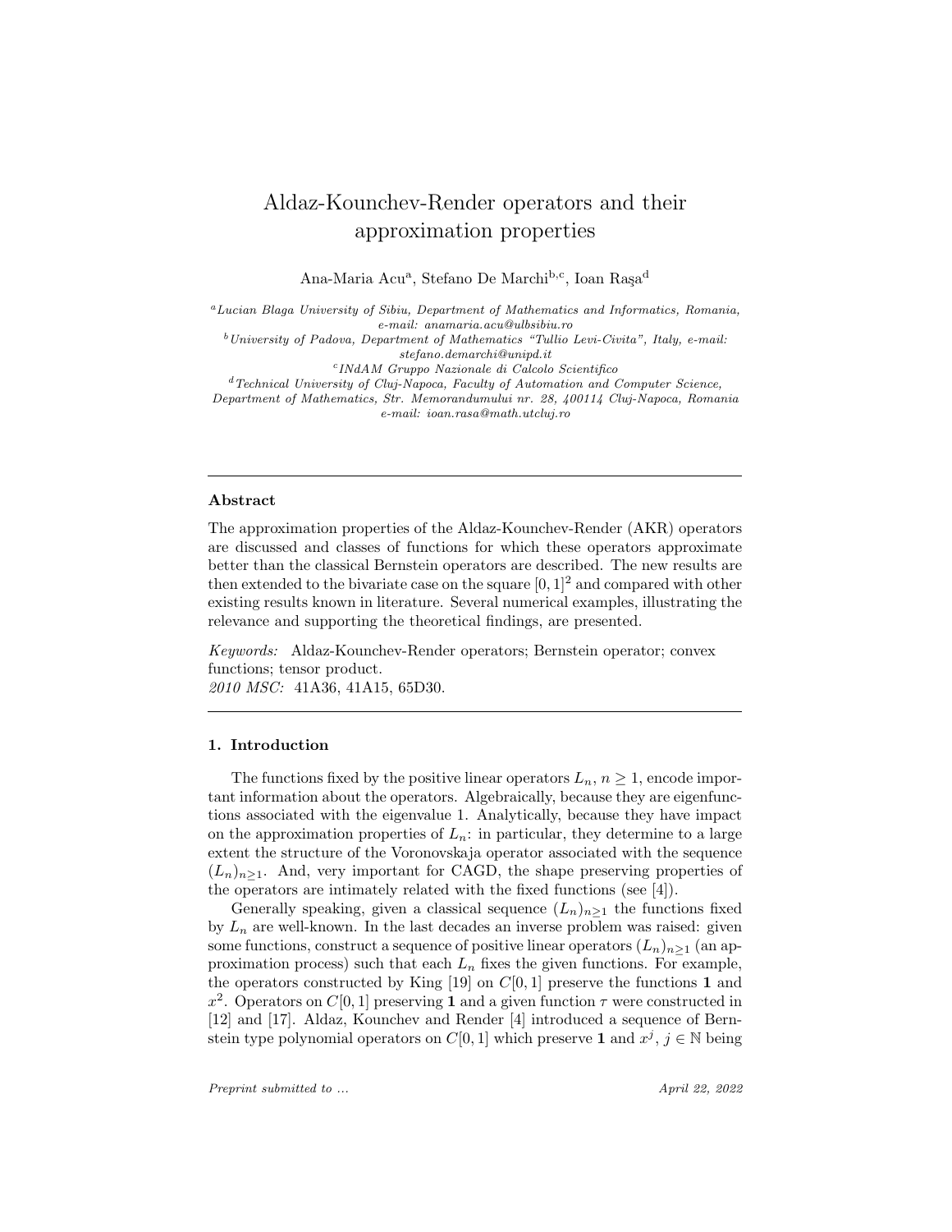# Aldaz-Kounchev-Render operators and their approximation properties

Ana-Maria Acu[a], Stefano De Marchi[b,c], Ioan Raşa[d]

[a] *Lucian Blaga University of Sibiu, Department of Mathematics and Informatics, Romania, e-mail: anamaria.acu@ulbsibiu.ro*

[b] *University of Padova, Department of Mathematics "Tullio Levi-Civita", Italy, e-mail: stefano.demarchi@unipd.it*

[c] *INdAM Gruppo Nazionale di Calcolo Scientifico*

[d] *Technical University of Cluj-Napoca, Faculty of Automation and Computer Science, Department of Mathematics, Str. Memorandumului nr. 28, 400114 Cluj-Napoca, Romania e-mail: ioan.rasa@math.utcluj.ro*

---

**Abstract**

The approximation properties of the Aldaz-Kounchev-Render (AKR) operators are discussed and classes of functions for which these operators approximate better than the classical Bernstein operators are described. The new results are then extended to the bivariate case on the square $[0,1]^2$ and compared with other existing results known in literature. Several numerical examples, illustrating the relevance and supporting the theoretical findings, are presented.

*Keywords:* Aldaz-Kounchev-Render operators; Bernstein operator; convex functions; tensor product.

*2010 MSC:* 41A36, 41A15, 65D30.

---

## 1. Introduction

The functions fixed by the positive linear operators $L_n$, $n \geq 1$, encode important information about the operators. Algebraically, because they are eigenfunctions associated with the eigenvalue 1. Analytically, because they have impact on the approximation properties of $L_n$: in particular, they determine to a large extent the structure of the Voronovskaja operator associated with the sequence $(L_n)_{n\geq 1}$. And, very important for CAGD, the shape preserving properties of the operators are intimately related with the fixed functions (see [4]).

Generally speaking, given a classical sequence $(L_n)_{n\geq 1}$ the functions fixed by $L_n$ are well-known. In the last decades an inverse problem was raised: given some functions, construct a sequence of positive linear operators $(L_n)_{n\geq 1}$ (an approximation process) such that each $L_n$ fixes the given functions. For example, the operators constructed by King [19] on $C[0,1]$ preserve the functions $\mathbf{1}$ and $x^2$. Operators on $C[0,1]$ preserving $\mathbf{1}$ and a given function $\tau$ were constructed in [12] and [17]. Aldaz, Kounchev and Render [4] introduced a sequence of Bernstein type polynomial operators on $C[0,1]$ which preserve $\mathbf{1}$ and $x^j$, $j \in \mathbb{N}$ being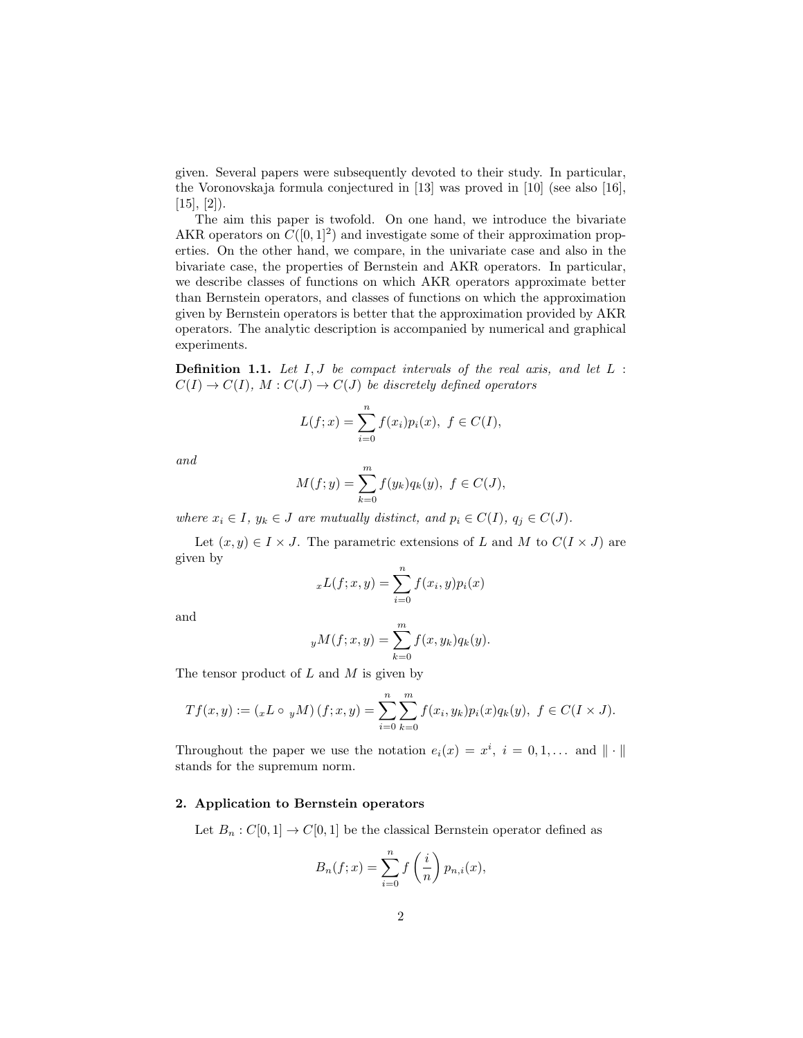given. Several papers were subsequently devoted to their study. In particular, the Voronovskaja formula conjectured in [13] was proved in [10] (see also [16], [15], [2]).

The aim this paper is twofold. On one hand, we introduce the bivariate AKR operators on $C([0,1]^2)$ and investigate some of their approximation properties. On the other hand, we compare, in the univariate case and also in the bivariate case, the properties of Bernstein and AKR operators. In particular, we describe classes of functions on which AKR operators approximate better than Bernstein operators, and classes of functions on which the approximation given by Bernstein operators is better that the approximation provided by AKR operators. The analytic description is accompanied by numerical and graphical experiments.

**Definition 1.1.** *Let $I, J$ be compact intervals of the real axis, and let $L : C(I) \to C(I)$, $M : C(J) \to C(J)$ be discretely defined operators*

$$L(f;x) = \sum_{i=0}^{n} f(x_i)p_i(x), \ f \in C(I),$$

*and*

$$M(f;y) = \sum_{k=0}^{m} f(y_k)q_k(y), \ f \in C(J),$$

*where $x_i \in I$, $y_k \in J$ are mutually distinct, and $p_i \in C(I)$, $q_j \in C(J)$.*

Let $(x,y) \in I \times J$. The parametric extensions of $L$ and $M$ to $C(I \times J)$ are given by

$${}_xL(f;x,y) = \sum_{i=0}^{n} f(x_i,y)p_i(x)$$

and

$${}_yM(f;x,y) = \sum_{k=0}^{m} f(x,y_k)q_k(y).$$

The tensor product of $L$ and $M$ is given by

$$Tf(x,y) := ({}_xL \circ {}_yM)(f;x,y) = \sum_{i=0}^{n}\sum_{k=0}^{m} f(x_i,y_k)p_i(x)q_k(y), \ f \in C(I \times J).$$

Throughout the paper we use the notation $e_i(x) = x^i$, $i = 0, 1, \ldots$ and $\| \cdot \|$ stands for the supremum norm.

## 2. Application to Bernstein operators

Let $B_n : C[0,1] \to C[0,1]$ be the classical Bernstein operator defined as

$$B_n(f;x) = \sum_{i=0}^{n} f\left(\frac{i}{n}\right) p_{n,i}(x),$$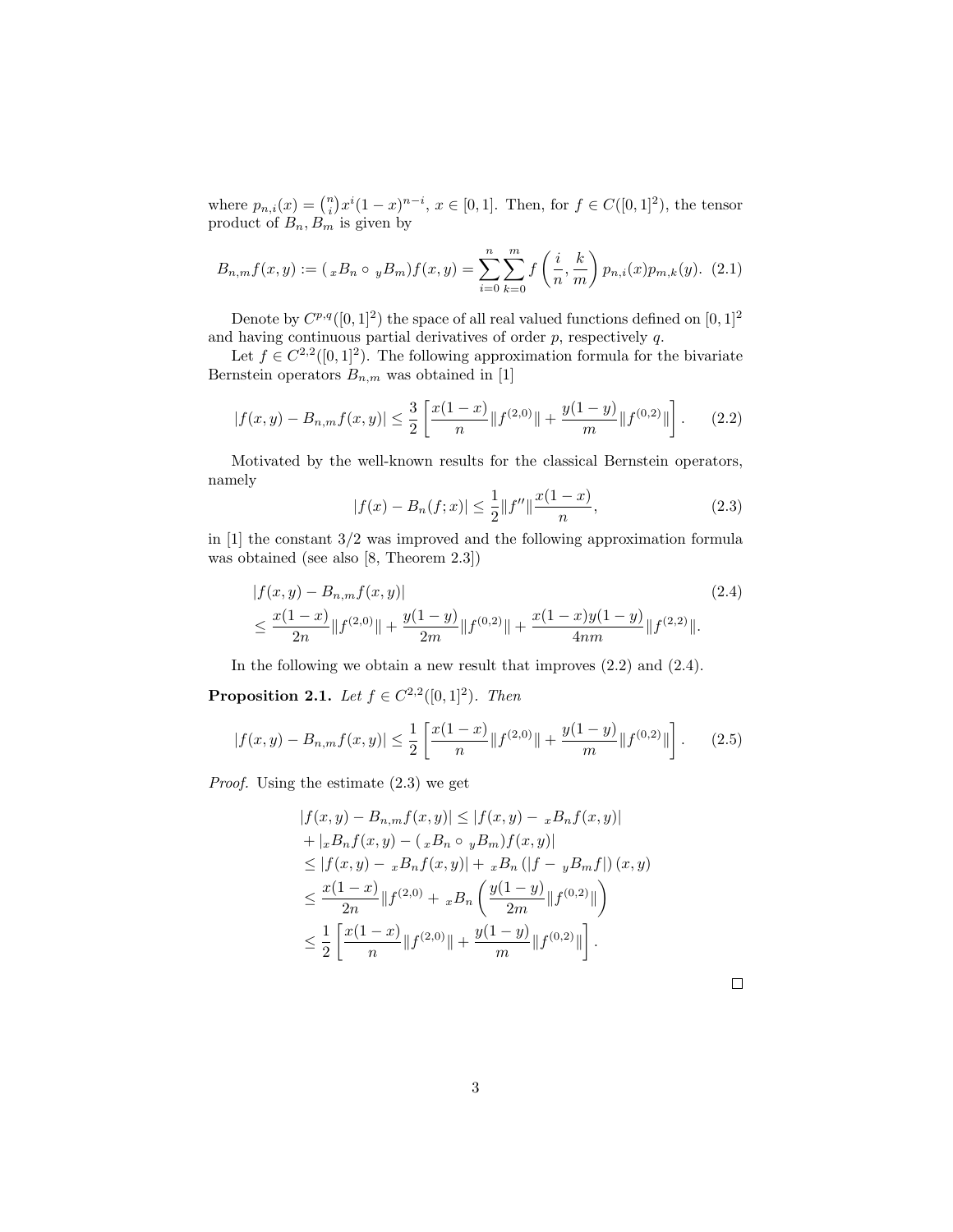where $p_{n,i}(x) = \binom{n}{i} x^i (1-x)^{n-i}$, $x \in [0,1]$. Then, for $f \in C([0,1]^2)$, the tensor product of $B_n, B_m$ is given by

$$B_{n,m}f(x,y) := ({}_xB_n \circ {}_yB_m)f(x,y) = \sum_{i=0}^{n} \sum_{k=0}^{m} f\left(\frac{i}{n}, \frac{k}{m}\right) p_{n,i}(x) p_{m,k}(y). \quad (2.1)$$

Denote by $C^{p,q}([0,1]^2)$ the space of all real valued functions defined on $[0,1]^2$ and having continuous partial derivatives of order $p$, respectively $q$.

Let $f \in C^{2,2}([0,1]^2)$. The following approximation formula for the bivariate Bernstein operators $B_{n,m}$ was obtained in [1]

$$|f(x,y) - B_{n,m}f(x,y)| \leq \frac{3}{2}\left[\frac{x(1-x)}{n}\|f^{(2,0)}\| + \frac{y(1-y)}{m}\|f^{(0,2)}\|\right]. \quad (2.2)$$

Motivated by the well-known results for the classical Bernstein operators, namely

$$|f(x) - B_n(f;x)| \leq \frac{1}{2}\|f''\| \frac{x(1-x)}{n}, \quad (2.3)$$

in [1] the constant $3/2$ was improved and the following approximation formula was obtained (see also [8, Theorem 2.3])

$$\begin{aligned} &|f(x,y) - B_{n,m}f(x,y)| \quad (2.4)\\ &\leq \frac{x(1-x)}{2n}\|f^{(2,0)}\| + \frac{y(1-y)}{2m}\|f^{(0,2)}\| + \frac{x(1-x)y(1-y)}{4nm}\|f^{(2,2)}\|. \end{aligned}$$

In the following we obtain a new result that improves (2.2) and (2.4).

**Proposition 2.1.** *Let $f \in C^{2,2}([0,1]^2)$. Then*

$$|f(x,y) - B_{n,m}f(x,y)| \leq \frac{1}{2}\left[\frac{x(1-x)}{n}\|f^{(2,0)}\| + \frac{y(1-y)}{m}\|f^{(0,2)}\|\right]. \quad (2.5)$$

*Proof.* Using the estimate (2.3) we get

$$\begin{aligned} &|f(x,y) - B_{n,m}f(x,y)| \leq |f(x,y) - {}_xB_nf(x,y)|\\ &+ |{}_xB_nf(x,y) - ({}_xB_n \circ {}_yB_m)f(x,y)|\\ &\leq |f(x,y) - {}_xB_nf(x,y)| + {}_xB_n\left(|f - {}_yB_mf|\right)(x,y)\\ &\leq \frac{x(1-x)}{2n}\|f^{(2,0)} + {}_xB_n\left(\frac{y(1-y)}{2m}\|f^{(0,2)}\|\right)\\ &\leq \frac{1}{2}\left[\frac{x(1-x)}{n}\|f^{(2,0)}\| + \frac{y(1-y)}{m}\|f^{(0,2)}\|\right]. \end{aligned}$$

□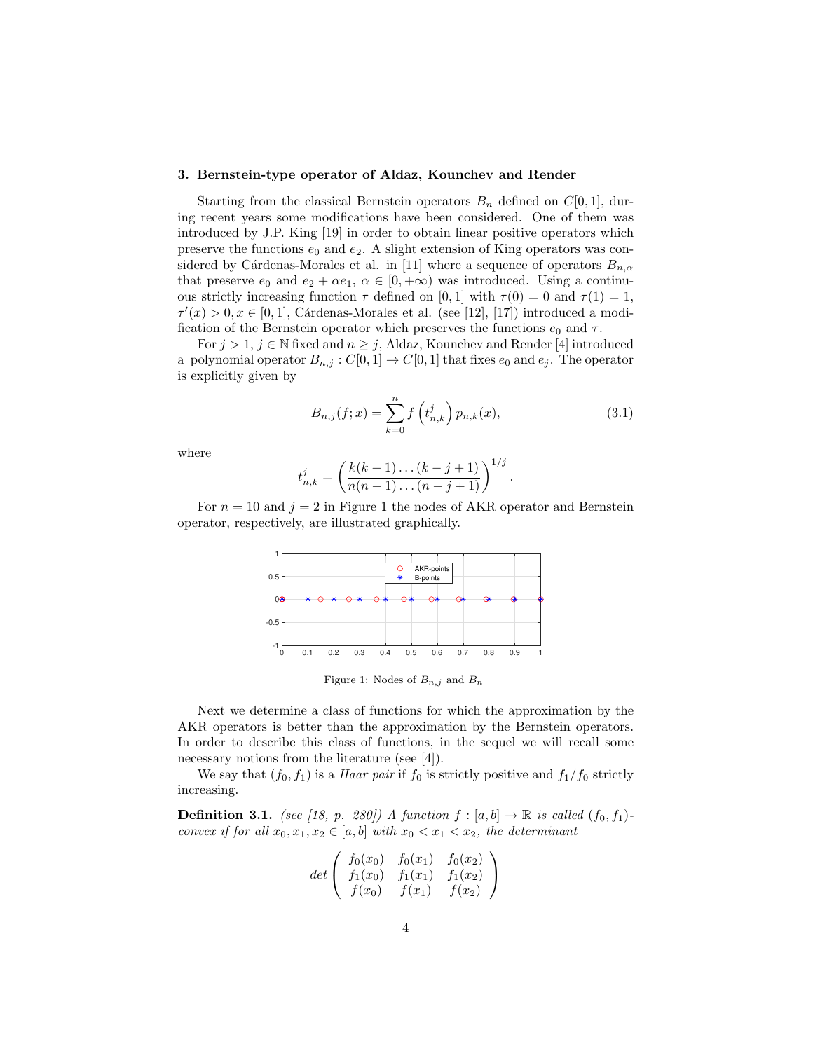## 3. Bernstein-type operator of Aldaz, Kounchev and Render

Starting from the classical Bernstein operators $B_n$ defined on $C[0,1]$, during recent years some modifications have been considered. One of them was introduced by J.P. King [19] in order to obtain linear positive operators which preserve the functions $e_0$ and $e_2$. A slight extension of King operators was considered by Cárdenas-Morales et al. in [11] where a sequence of operators $B_{n,\alpha}$ that preserve $e_0$ and $e_2 + \alpha e_1$, $\alpha \in [0, +\infty)$ was introduced. Using a continuous strictly increasing function $\tau$ defined on $[0,1]$ with $\tau(0) = 0$ and $\tau(1) = 1$, $\tau'(x) > 0, x \in [0,1]$, Cárdenas-Morales et al. (see [12], [17]) introduced a modification of the Bernstein operator which preserves the functions $e_0$ and $\tau$.

For $j > 1$, $j \in \mathbb{N}$ fixed and $n \geq j$, Aldaz, Kounchev and Render [4] introduced a polynomial operator $B_{n,j} : C[0,1] \to C[0,1]$ that fixes $e_0$ and $e_j$. The operator is explicitly given by

$$B_{n,j}(f;x) = \sum_{k=0}^{n} f\left(t_{n,k}^{j}\right) p_{n,k}(x), \tag{3.1}$$

where

$$t_{n,k}^{j} = \left(\frac{k(k-1)\dots(k-j+1)}{n(n-1)\dots(n-j+1)}\right)^{1/j}.$$

For $n = 10$ and $j = 2$ in Figure 1 the nodes of AKR operator and Bernstein operator, respectively, are illustrated graphically.

Figure 1: Nodes of $B_{n,j}$ and $B_n$

Next we determine a class of functions for which the approximation by the AKR operators is better than the approximation by the Bernstein operators. In order to describe this class of functions, in the sequel we will recall some necessary notions from the literature (see [4]).

We say that $(f_0, f_1)$ is a *Haar pair* if $f_0$ is strictly positive and $f_1/f_0$ strictly increasing.

**Definition 3.1.** *(see [18, p. 280]) A function $f : [a,b] \to \mathbb{R}$ is called $(f_0, f_1)$-convex if for all $x_0, x_1, x_2 \in [a,b]$ with $x_0 < x_1 < x_2$, the determinant*

$$det\begin{pmatrix} f_0(x_0) & f_0(x_1) & f_0(x_2) \\ f_1(x_0) & f_1(x_1) & f_1(x_2) \\ f(x_0) & f(x_1) & f(x_2) \end{pmatrix}$$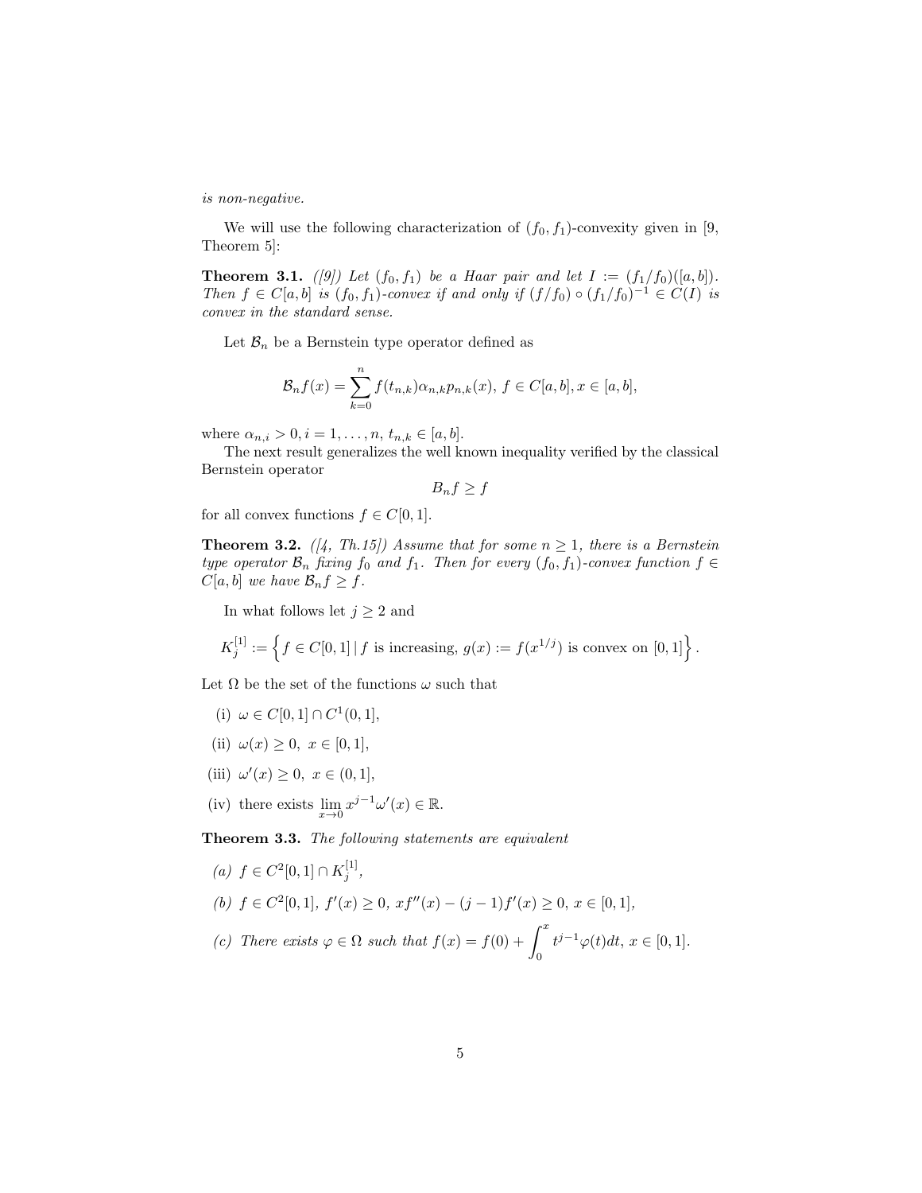*is non-negative.*

We will use the following characterization of $(f_0, f_1)$-convexity given in [9, Theorem 5]:

**Theorem 3.1.** *([9]) Let $(f_0, f_1)$ be a Haar pair and let $I := (f_1/f_0)([a, b])$. Then $f \in C[a, b]$ is $(f_0, f_1)$-convex if and only if $(f/f_0) \circ (f_1/f_0)^{-1} \in C(I)$ is convex in the standard sense.*

Let $\mathcal{B}_n$ be a Bernstein type operator defined as

$$\mathcal{B}_n f(x) = \sum_{k=0}^{n} f(t_{n,k}) \alpha_{n,k} p_{n,k}(x),\ f \in C[a, b], x \in [a, b],$$

where $\alpha_{n,i} > 0, i = 1, \ldots, n,\ t_{n,k} \in [a, b]$.

The next result generalizes the well known inequality verified by the classical Bernstein operator

$$B_n f \geq f$$

for all convex functions $f \in C[0, 1]$.

**Theorem 3.2.** *([4, Th.15]) Assume that for some $n \geq 1$, there is a Bernstein type operator $\mathcal{B}_n$ fixing $f_0$ and $f_1$. Then for every $(f_0, f_1)$-convex function $f \in C[a, b]$ we have $\mathcal{B}_n f \geq f$.*

In what follows let $j \geq 2$ and

$$K_j^{[1]} := \left\{ f \in C[0, 1] \mid f \text{ is increasing, } g(x) := f(x^{1/j}) \text{ is convex on } [0, 1] \right\}.$$

Let $\Omega$ be the set of the functions $\omega$ such that

(i) $\omega \in C[0, 1] \cap C^1(0, 1]$,

(ii) $\omega(x) \geq 0,\ x \in [0, 1]$,

(iii) $\omega'(x) \geq 0,\ x \in (0, 1]$,

(iv) there exists $\lim\limits_{x \to 0} x^{j-1} \omega'(x) \in \mathbb{R}$.

**Theorem 3.3.** *The following statements are equivalent*

*(a)* $f \in C^2[0, 1] \cap K_j^{[1]}$,

*(b)* $f \in C^2[0, 1],\ f'(x) \geq 0,\ x f''(x) - (j - 1) f'(x) \geq 0,\ x \in [0, 1]$,

*(c) There exists* $\varphi \in \Omega$ *such that* $f(x) = f(0) + \displaystyle\int_0^x t^{j-1} \varphi(t) dt,\ x \in [0, 1]$.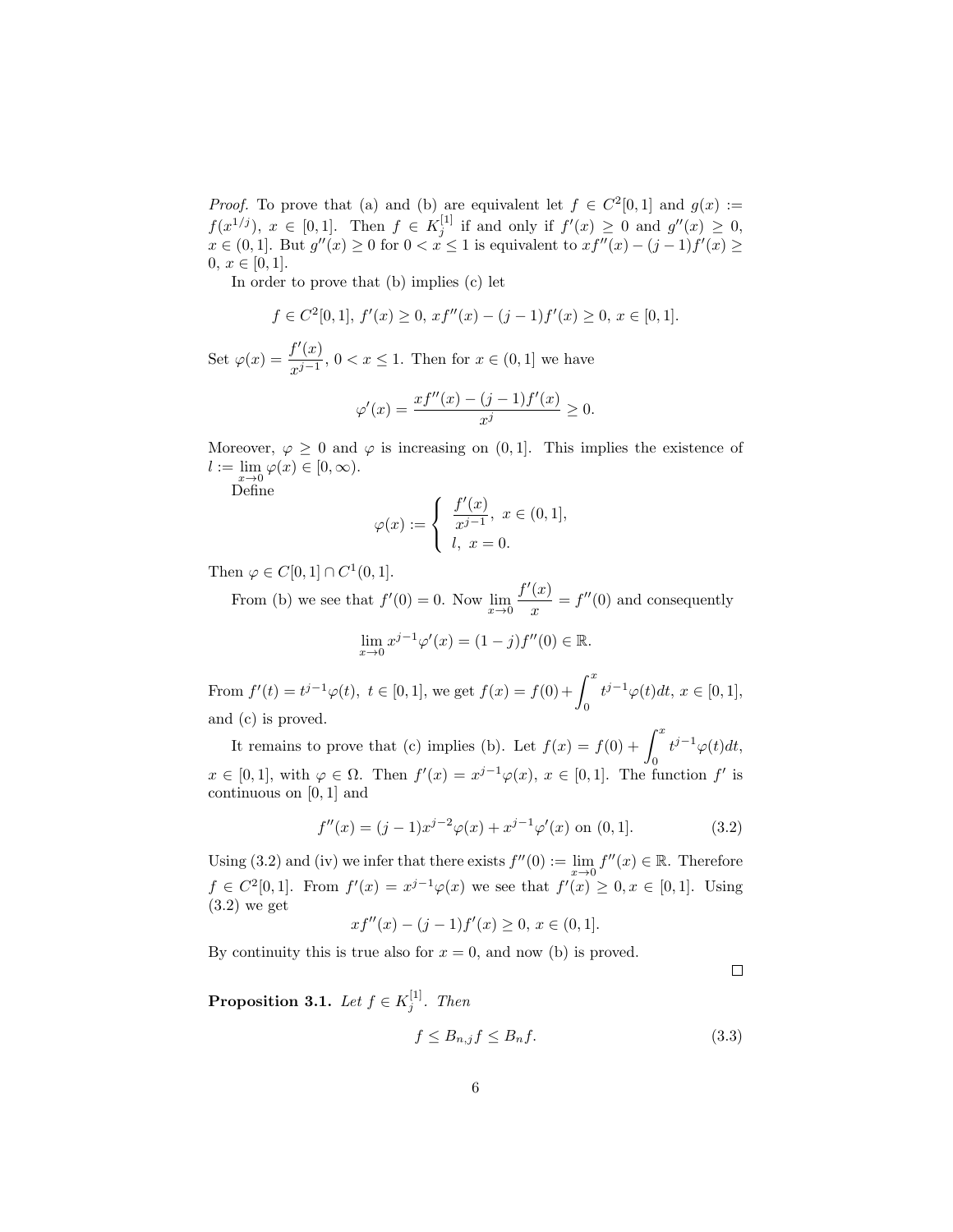*Proof.* To prove that (a) and (b) are equivalent let $f \in C^2[0,1]$ and $g(x) := f(x^{1/j})$, $x \in [0,1]$. Then $f \in K_j^{[1]}$ if and only if $f'(x) \geq 0$ and $g''(x) \geq 0$, $x \in (0,1]$. But $g''(x) \geq 0$ for $0 < x \leq 1$ is equivalent to $xf''(x) - (j-1)f'(x) \geq 0$, $x \in [0,1]$.

In order to prove that (b) implies (c) let

$$f \in C^2[0,1],\ f'(x) \geq 0,\ xf''(x) - (j-1)f'(x) \geq 0,\ x \in [0,1].$$

Set $\varphi(x) = \dfrac{f'(x)}{x^{j-1}}$, $0 < x \leq 1$. Then for $x \in (0,1]$ we have

$$\varphi'(x) = \frac{xf''(x) - (j-1)f'(x)}{x^j} \geq 0.$$

Moreover, $\varphi \geq 0$ and $\varphi$ is increasing on $(0,1]$. This implies the existence of $l := \lim_{x \to 0} \varphi(x) \in [0, \infty)$.

Define

$$\varphi(x) := \begin{cases} \dfrac{f'(x)}{x^{j-1}},\ x \in (0,1], \\ l,\ x = 0. \end{cases}$$

Then $\varphi \in C[0,1] \cap C^1(0,1]$.

From (b) we see that $f'(0) = 0$. Now $\lim_{x \to 0} \dfrac{f'(x)}{x} = f''(0)$ and consequently

$$\lim_{x \to 0} x^{j-1}\varphi'(x) = (1-j)f''(0) \in \mathbb{R}.$$

From $f'(t) = t^{j-1}\varphi(t),\ t \in [0,1]$, we get $f(x) = f(0) + \displaystyle\int_0^x t^{j-1}\varphi(t)dt$, $x \in [0,1]$, and (c) is proved.

It remains to prove that (c) implies (b). Let $f(x) = f(0) + \displaystyle\int_0^x t^{j-1}\varphi(t)dt$, $x \in [0,1]$, with $\varphi \in \Omega$. Then $f'(x) = x^{j-1}\varphi(x)$, $x \in [0,1]$. The function $f'$ is continuous on $[0,1]$ and

$$f''(x) = (j-1)x^{j-2}\varphi(x) + x^{j-1}\varphi'(x) \text{ on } (0,1]. \tag{3.2}$$

Using (3.2) and (iv) we infer that there exists $f''(0) := \lim_{x \to 0} f''(x) \in \mathbb{R}$. Therefore $f \in C^2[0,1]$. From $f'(x) = x^{j-1}\varphi(x)$ we see that $f'(x) \geq 0, x \in [0,1]$. Using (3.2) we get

$$xf''(x) - (j-1)f'(x) \geq 0,\ x \in (0,1].$$

By continuity this is true also for $x = 0$, and now (b) is proved. □

**Proposition 3.1.** *Let* $f \in K_j^{[1]}$. *Then*

$$f \leq B_{n,j}f \leq B_n f. \tag{3.3}$$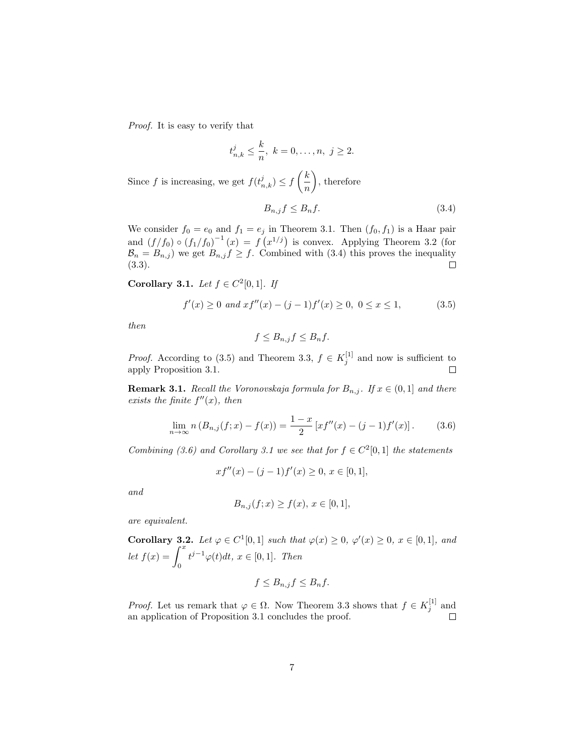*Proof.* It is easy to verify that

$$t_{n,k}^j \leq \frac{k}{n},\ k = 0, \ldots, n,\ j \geq 2.$$

Since $f$ is increasing, we get $f(t_{n,k}^j) \leq f\left(\frac{k}{n}\right)$, therefore

$$B_{n,j} f \leq B_n f. \tag{3.4}$$

We consider $f_0 = e_0$ and $f_1 = e_j$ in Theorem 3.1. Then $(f_0, f_1)$ is a Haar pair and $(f/f_0) \circ (f_1/f_0)^{-1}(x) = f\left(x^{1/j}\right)$ is convex. Applying Theorem 3.2 (for $\mathcal{B}_n = B_{n,j}$) we get $B_{n,j} f \geq f$. Combined with (3.4) this proves the inequality (3.3). $\square$

**Corollary 3.1.** *Let $f \in C^2[0,1]$. If*

$$f'(x) \geq 0 \text{ and } xf''(x) - (j-1)f'(x) \geq 0,\ 0 \leq x \leq 1, \tag{3.5}$$

*then*

$$f \leq B_{n,j} f \leq B_n f.$$

*Proof.* According to (3.5) and Theorem 3.3, $f \in K_j^{[1]}$ and now is sufficient to apply Proposition 3.1. $\square$

**Remark 3.1.** *Recall the Voronovskaja formula for $B_{n,j}$. If $x \in (0,1]$ and there exists the finite $f''(x)$, then*

$$\lim_{n\to\infty} n\left(B_{n,j}(f;x) - f(x)\right) = \frac{1-x}{2}\left[xf''(x) - (j-1)f'(x)\right]. \tag{3.6}$$

*Combining (3.6) and Corollary 3.1 we see that for $f \in C^2[0,1]$ the statements*

$$xf''(x) - (j-1)f'(x) \geq 0,\ x \in [0,1],$$

*and*

$$B_{n,j}(f;x) \geq f(x),\ x \in [0,1],$$

*are equivalent.*

**Corollary 3.2.** *Let $\varphi \in C^1[0,1]$ such that $\varphi(x) \geq 0$, $\varphi'(x) \geq 0$, $x \in [0,1]$, and let $f(x) = \int_0^x t^{j-1}\varphi(t)dt$, $x \in [0,1]$. Then*

$$f \leq B_{n,j} f \leq B_n f.$$

*Proof.* Let us remark that $\varphi \in \Omega$. Now Theorem 3.3 shows that $f \in K_j^{[1]}$ and an application of Proposition 3.1 concludes the proof. $\square$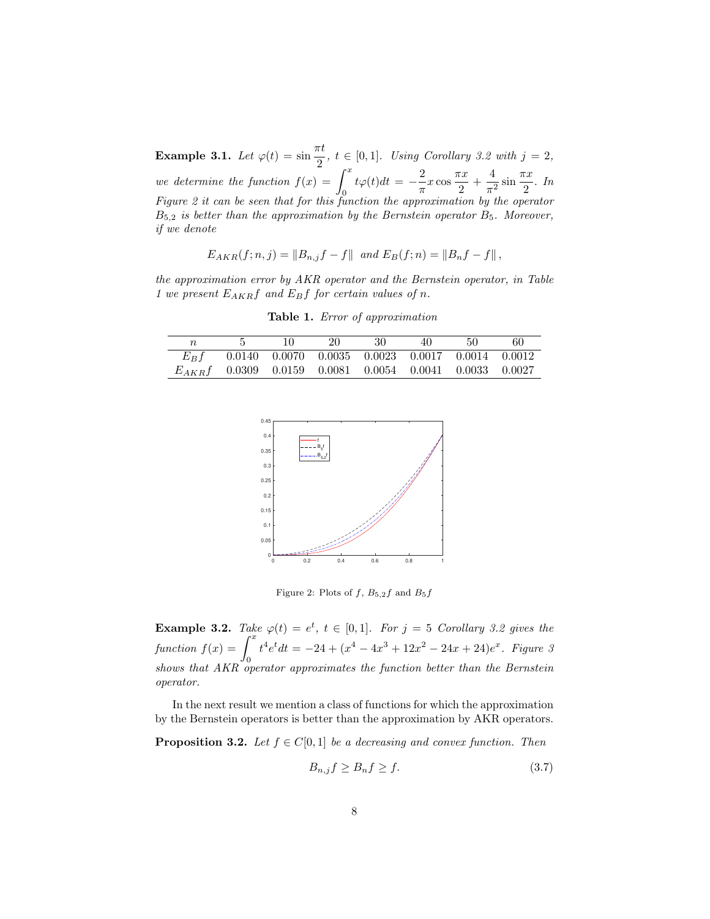**Example 3.1.** *Let* $\varphi(t) = \sin\frac{\pi t}{2}$, $t \in [0,1]$. *Using Corollary 3.2 with* $j = 2$, *we determine the function* $f(x) = \int_0^x t\varphi(t)dt = -\frac{2}{\pi}x\cos\frac{\pi x}{2} + \frac{4}{\pi^2}\sin\frac{\pi x}{2}$. *In Figure 2 it can be seen that for this function the approximation by the operator* $B_{5,2}$ *is better than the approximation by the Bernstein operator* $B_5$. *Moreover, if we denote*

$$E_{AKR}(f;n,j) = \|B_{n,j}f - f\| \ \text{ and } E_B(f;n) = \|B_nf - f\|,$$

*the approximation error by AKR operator and the Bernstein operator, in Table 1 we present* $E_{AKR}f$ *and* $E_Bf$ *for certain values of* $n$.

**Table 1.** *Error of approximation*

| $n$ | 5 | 10 | 20 | 30 | 40 | 50 | 60 |
|---|---|---|---|---|---|---|---|
| $E_Bf$ | 0.0140 | 0.0070 | 0.0035 | 0.0023 | 0.0017 | 0.0014 | 0.0012 |
| $E_{AKR}f$ | 0.0309 | 0.0159 | 0.0081 | 0.0054 | 0.0041 | 0.0033 | 0.0027 |

Figure 2: Plots of $f$, $B_{5,2}f$ and $B_5f$

**Example 3.2.** *Take* $\varphi(t) = e^t$, $t \in [0,1]$. *For* $j = 5$ *Corollary 3.2 gives the function* $f(x) = \int_0^x t^4e^tdt = -24 + (x^4 - 4x^3 + 12x^2 - 24x + 24)e^x$. *Figure 3 shows that AKR operator approximates the function better than the Bernstein operator.*

In the next result we mention a class of functions for which the approximation by the Bernstein operators is better than the approximation by AKR operators.

**Proposition 3.2.** *Let* $f \in C[0,1]$ *be a decreasing and convex function. Then*

$$B_{n,j}f \geq B_nf \geq f. \tag{3.7}$$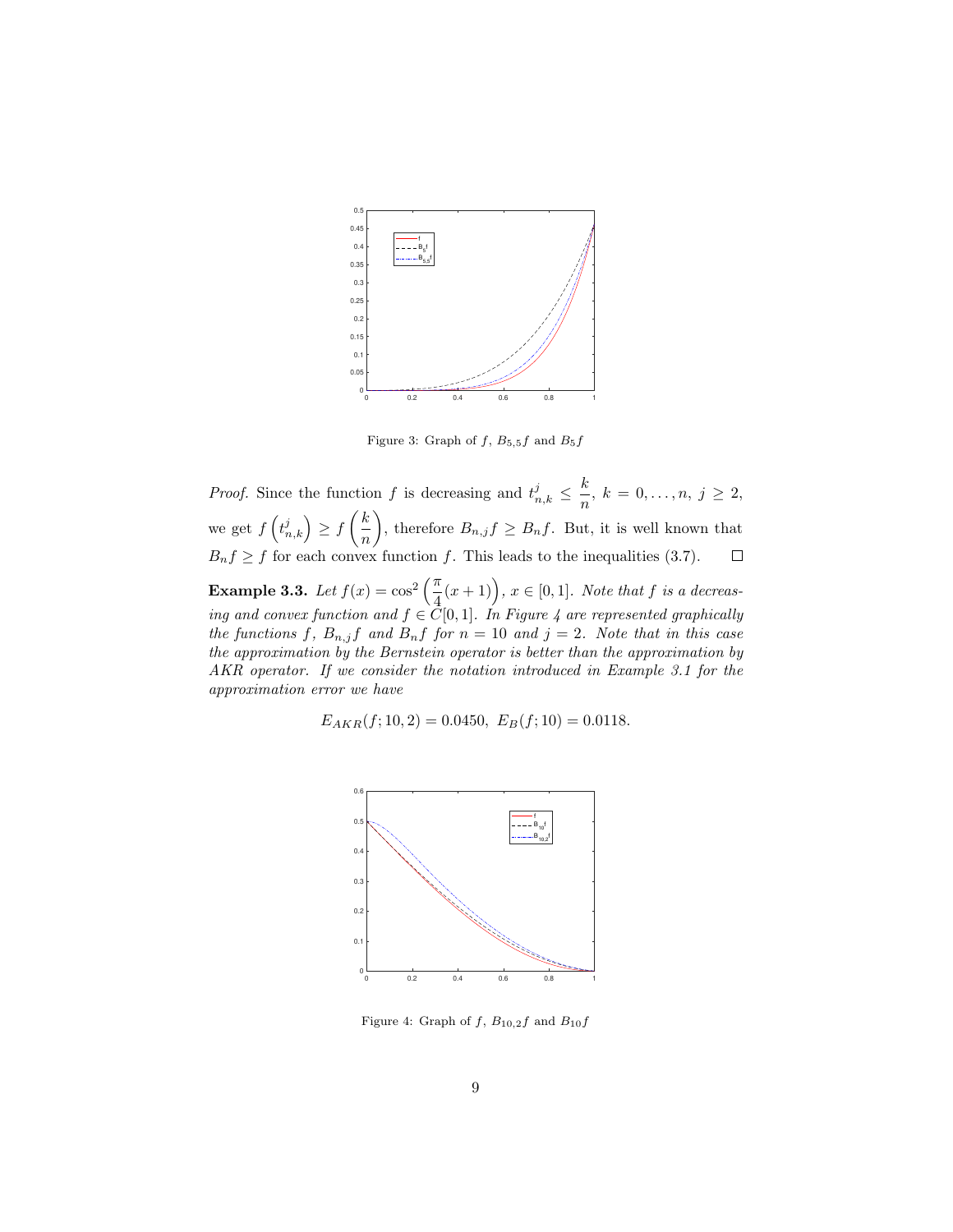Figure 3: Graph of $f$, $B_{5,5}f$ and $B_5 f$

*Proof.* Since the function $f$ is decreasing and $t^j_{n,k} \leq \dfrac{k}{n}$, $k = 0, \ldots, n$, $j \geq 2$, we get $f\left(t^j_{n,k}\right) \geq f\left(\dfrac{k}{n}\right)$, therefore $B_{n,j}f \geq B_n f$. But, it is well known that $B_n f \geq f$ for each convex function $f$. This leads to the inequalities (3.7). $\square$

**Example 3.3.** *Let $f(x) = \cos^2\left(\dfrac{\pi}{4}(x+1)\right)$, $x \in [0,1]$. Note that $f$ is a decreasing and convex function and $f \in C[0,1]$. In Figure 4 are represented graphically the functions $f$, $B_{n,j}f$ and $B_n f$ for $n = 10$ and $j = 2$. Note that in this case the approximation by the Bernstein operator is better than the approximation by AKR operator. If we consider the notation introduced in Example 3.1 for the approximation error we have*

$$E_{AKR}(f; 10, 2) = 0.0450, \;\; E_B(f; 10) = 0.0118.$$

Figure 4: Graph of $f$, $B_{10,2}f$ and $B_{10}f$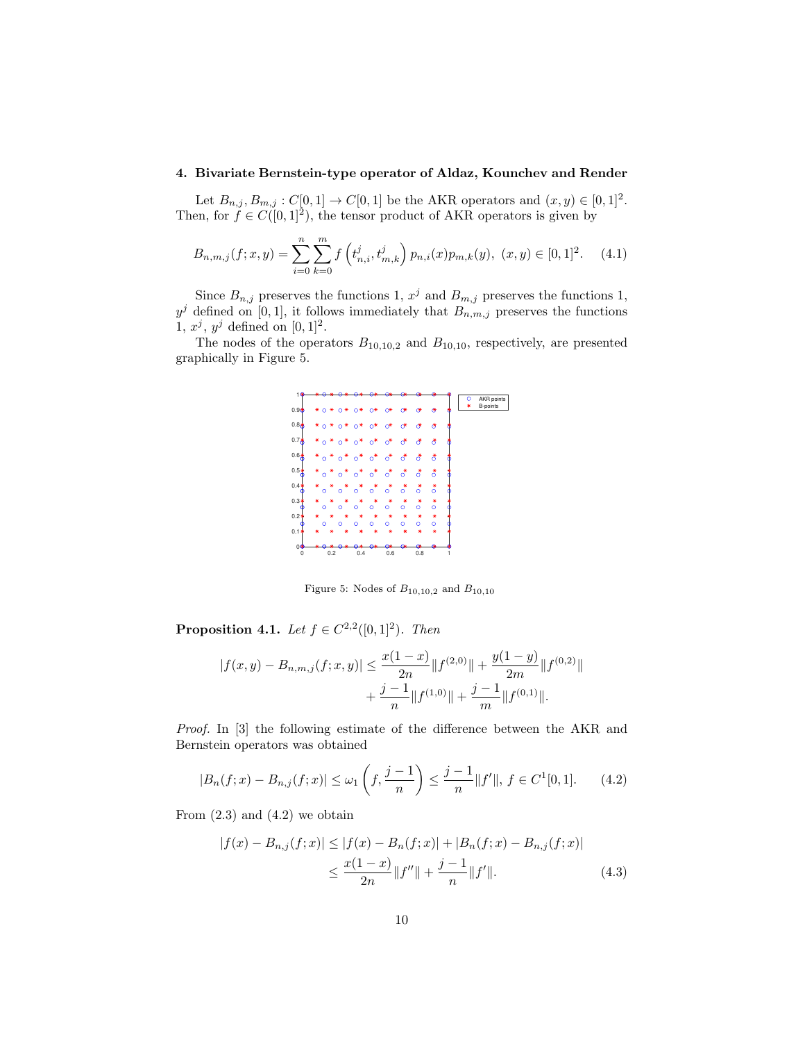## 4. Bivariate Bernstein-type operator of Aldaz, Kounchev and Render

Let $B_{n,j}, B_{m,j} : C[0,1] \to C[0,1]$ be the AKR operators and $(x, y) \in [0,1]^2$. Then, for $f \in C([0,1]^2)$, the tensor product of AKR operators is given by

$$B_{n,m,j}(f; x, y) = \sum_{i=0}^{n} \sum_{k=0}^{m} f\left(t_{n,i}^{j}, t_{m,k}^{j}\right) p_{n,i}(x) p_{m,k}(y), \ (x, y) \in [0,1]^2. \quad (4.1)$$

Since $B_{n,j}$ preserves the functions 1, $x^j$ and $B_{m,j}$ preserves the functions 1, $y^j$ defined on $[0,1]$, it follows immediately that $B_{n,m,j}$ preserves the functions 1, $x^j$, $y^j$ defined on $[0,1]^2$.

The nodes of the operators $B_{10,10,2}$ and $B_{10,10}$, respectively, are presented graphically in Figure 5.

Figure 5: Nodes of $B_{10,10,2}$ and $B_{10,10}$

**Proposition 4.1.** *Let $f \in C^{2,2}([0,1]^2)$. Then*

$$|f(x,y) - B_{n,m,j}(f; x, y)| \leq \frac{x(1-x)}{2n} \|f^{(2,0)}\| + \frac{y(1-y)}{2m} \|f^{(0,2)}\| + \frac{j-1}{n} \|f^{(1,0)}\| + \frac{j-1}{m} \|f^{(0,1)}\|.$$

*Proof.* In [3] the following estimate of the difference between the AKR and Bernstein operators was obtained

$$|B_n(f; x) - B_{n,j}(f; x)| \leq \omega_1\left(f, \frac{j-1}{n}\right) \leq \frac{j-1}{n} \|f'\|, \ f \in C^1[0,1]. \quad (4.2)$$

From (2.3) and (4.2) we obtain

$$\begin{aligned} |f(x) - B_{n,j}(f; x)| &\leq |f(x) - B_n(f; x)| + |B_n(f; x) - B_{n,j}(f; x)| \\ &\leq \frac{x(1-x)}{2n} \|f''\| + \frac{j-1}{n} \|f'\|. \end{aligned} \quad (4.3)$$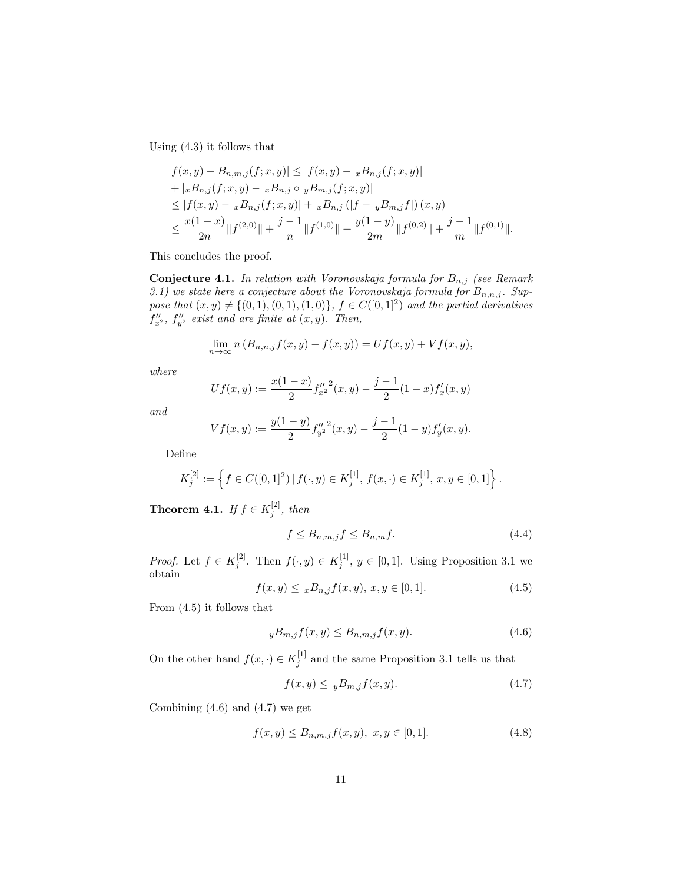Using (4.3) it follows that

$$
\begin{aligned}
&|f(x,y) - B_{n,m,j}(f;x,y)| \le |f(x,y) - {}_xB_{n,j}(f;x,y)| \\
&+ |{}_xB_{n,j}(f;x,y) - {}_xB_{n,j} \circ {}_yB_{m,j}(f;x,y)| \\
&\le |f(x,y) - {}_xB_{n,j}(f;x,y)| + {}_xB_{n,j}\left(|f - {}_yB_{m,j}f|\right)(x,y) \\
&\le \frac{x(1-x)}{2n}\|f^{(2,0)}\| + \frac{j-1}{n}\|f^{(1,0)}\| + \frac{y(1-y)}{2m}\|f^{(0,2)}\| + \frac{j-1}{m}\|f^{(0,1)}\|.
\end{aligned}
$$

This concludes the proof. $\square$

**Conjecture 4.1.** *In relation with Voronovskaja formula for $B_{n,j}$ (see Remark 3.1) we state here a conjecture about the Voronovskaja formula for $B_{n,n,j}$. Suppose that $(x,y) \neq \{(0,1),(0,1),(1,0)\}$, $f \in C([0,1]^2)$ and the partial derivatives $f''_{x^2}$, $f''_{y^2}$ exist and are finite at $(x,y)$. Then,*

$$
\lim_{n\to\infty} n\left(B_{n,n,j}f(x,y) - f(x,y)\right) = Uf(x,y) + Vf(x,y),
$$

*where*

$$
Uf(x,y) := \frac{x(1-x)}{2}{f''_{x^2}}^2(x,y) - \frac{j-1}{2}(1-x)f'_x(x,y)
$$

*and*

$$
Vf(x,y) := \frac{y(1-y)}{2}{f''_{y^2}}^2(x,y) - \frac{j-1}{2}(1-y)f'_y(x,y).
$$

Define

$$
K_j^{[2]} := \left\{ f \in C([0,1]^2) \,|\, f(\cdot,y) \in K_j^{[1]},\ f(x,\cdot) \in K_j^{[1]},\ x,y \in [0,1] \right\}.
$$

**Theorem 4.1.** *If $f \in K_j^{[2]}$, then*

$$
f \le B_{n,m,j}f \le B_{n,m}f. \tag{4.4}
$$

*Proof.* Let $f \in K_j^{[2]}$. Then $f(\cdot,y) \in K_j^{[1]}$, $y \in [0,1]$. Using Proposition 3.1 we obtain

$$
f(x,y) \le {}_xB_{n,j}f(x,y),\ x,y \in [0,1]. \tag{4.5}
$$

From (4.5) it follows that

$$
{}_yB_{m,j}f(x,y) \le B_{n,m,j}f(x,y). \tag{4.6}
$$

On the other hand $f(x,\cdot) \in K_j^{[1]}$ and the same Proposition 3.1 tells us that

$$
f(x,y) \le {}_yB_{m,j}f(x,y). \tag{4.7}
$$

Combining (4.6) and (4.7) we get

$$
f(x,y) \le B_{n,m,j}f(x,y),\ x,y \in [0,1]. \tag{4.8}
$$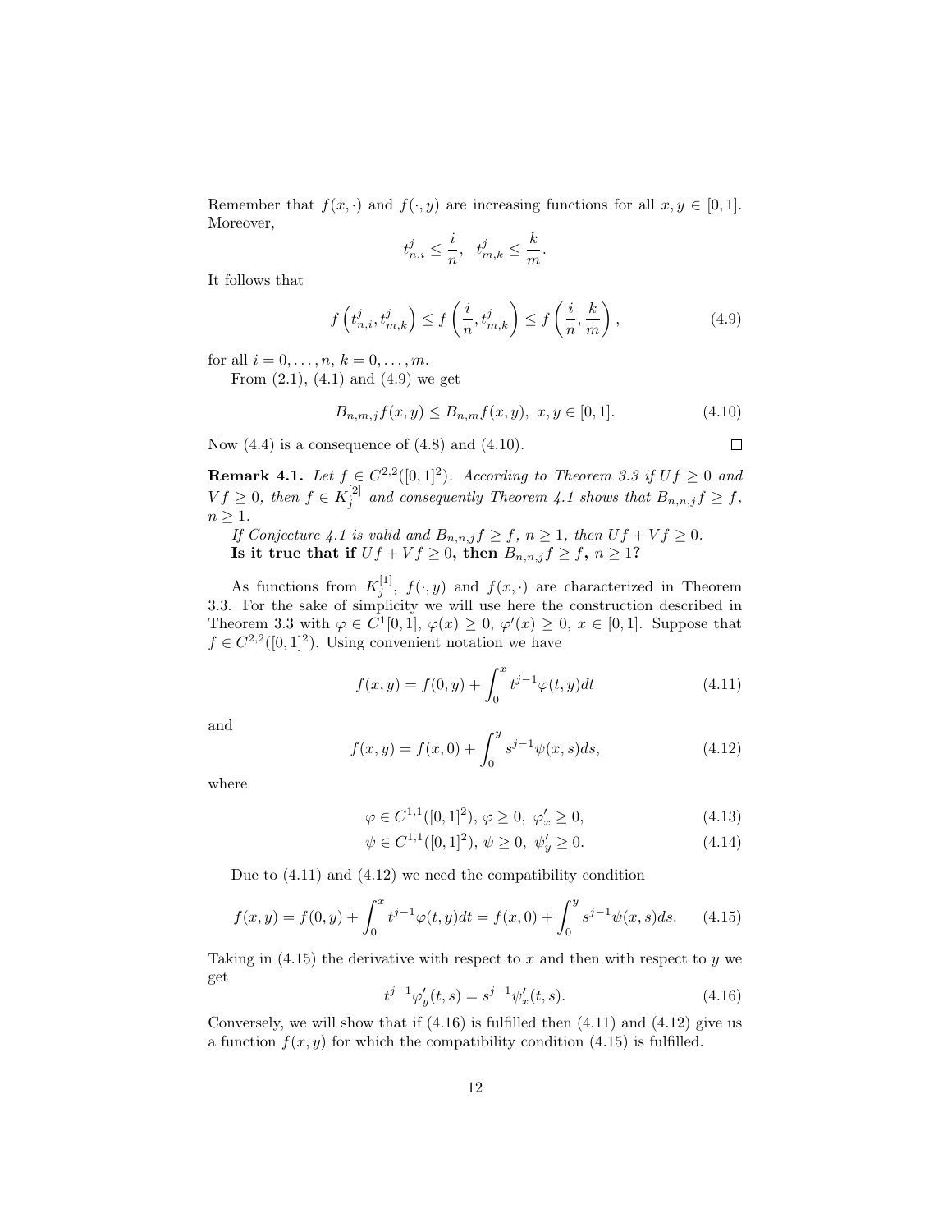Remember that $f(x,\cdot)$ and $f(\cdot,y)$ are increasing functions for all $x,y \in [0,1]$. Moreover,

$$t_{n,i}^j \le \frac{i}{n}, \quad t_{m,k}^j \le \frac{k}{m}.$$

It follows that

$$f\left(t_{n,i}^j, t_{m,k}^j\right) \le f\left(\frac{i}{n}, t_{m,k}^j\right) \le f\left(\frac{i}{n}, \frac{k}{m}\right), \tag{4.9}$$

for all $i = 0,\dots,n$, $k = 0,\dots,m$.

From (2.1), (4.1) and (4.9) we get

$$B_{n,m,j}f(x,y) \le B_{n,m}f(x,y), \; x,y \in [0,1]. \tag{4.10}$$

Now (4.4) is a consequence of (4.8) and (4.10). $\square$

**Remark 4.1.** *Let $f \in C^{2,2}([0,1]^2)$. According to Theorem 3.3 if $Uf \ge 0$ and $Vf \ge 0$, then $f \in K_j^{[2]}$ and consequently Theorem 4.1 shows that $B_{n,n,j}f \ge f$, $n \ge 1$.*

*If Conjecture 4.1 is valid and $B_{n,n,j}f \ge f$, $n \ge 1$, then $Uf + Vf \ge 0$.*

***Is it true that if $Uf + Vf \ge 0$, then $B_{n,n,j}f \ge f$, $n \ge 1$?***

As functions from $K_j^{[1]}$, $f(\cdot,y)$ and $f(x,\cdot)$ are characterized in Theorem 3.3. For the sake of simplicity we will use here the construction described in Theorem 3.3 with $\varphi \in C^1[0,1]$, $\varphi(x) \ge 0$, $\varphi'(x) \ge 0$, $x \in [0,1]$. Suppose that $f \in C^{2,2}([0,1]^2)$. Using convenient notation we have

$$f(x,y) = f(0,y) + \int_0^x t^{j-1}\varphi(t,y)dt \tag{4.11}$$

and

$$f(x,y) = f(x,0) + \int_0^y s^{j-1}\psi(x,s)ds, \tag{4.12}$$

where

$$\varphi \in C^{1,1}([0,1]^2), \; \varphi \ge 0, \; \varphi'_x \ge 0, \tag{4.13}$$

$$\psi \in C^{1,1}([0,1]^2), \; \psi \ge 0, \; \psi'_y \ge 0. \tag{4.14}$$

Due to (4.11) and (4.12) we need the compatibility condition

$$f(x,y) = f(0,y) + \int_0^x t^{j-1}\varphi(t,y)dt = f(x,0) + \int_0^y s^{j-1}\psi(x,s)ds. \tag{4.15}$$

Taking in (4.15) the derivative with respect to $x$ and then with respect to $y$ we get

$$t^{j-1}\varphi'_y(t,s) = s^{j-1}\psi'_x(t,s). \tag{4.16}$$

Conversely, we will show that if (4.16) is fulfilled then (4.11) and (4.12) give us a function $f(x,y)$ for which the compatibility condition (4.15) is fulfilled.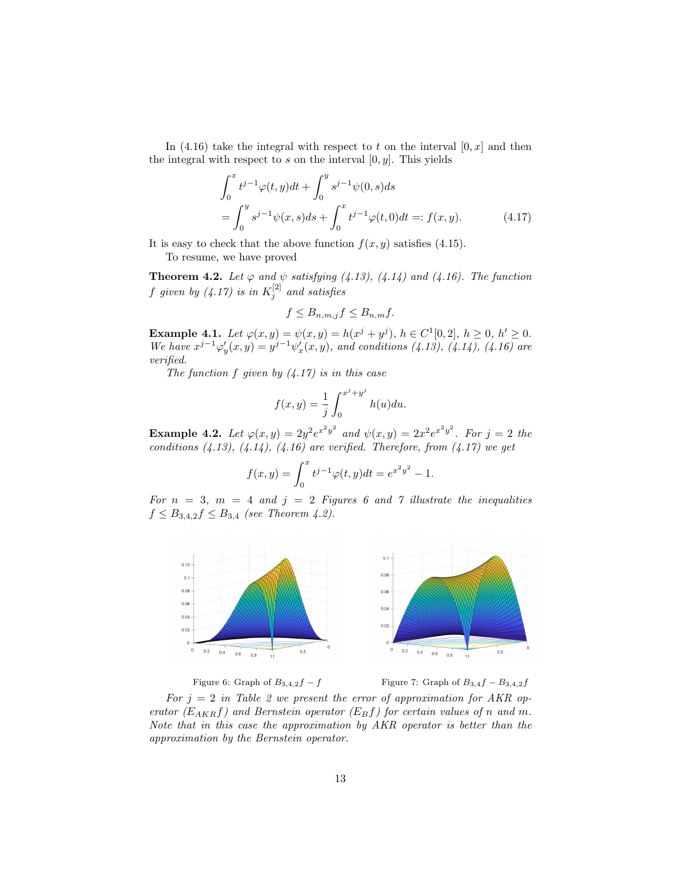In (4.16) take the integral with respect to $t$ on the interval $[0, x]$ and then the integral with respect to $s$ on the interval $[0, y]$. This yields

$$\int_0^x t^{j-1}\varphi(t,y)dt + \int_0^y s^{j-1}\psi(0,s)ds$$
$$= \int_0^y s^{j-1}\psi(x,s)ds + \int_0^x t^{j-1}\varphi(t,0)dt =: f(x,y). \tag{4.17}$$

It is easy to check that the above function $f(x, y)$ satisfies (4.15).

To resume, we have proved

**Theorem 4.2.** *Let $\varphi$ and $\psi$ satisfying (4.13), (4.14) and (4.16). The function $f$ given by (4.17) is in $K_j^{[2]}$ and satisfies*

$$f \leq B_{n,m,j}f \leq B_{n,m}f.$$

**Example 4.1.** *Let $\varphi(x, y) = \psi(x, y) = h(x^j + y^j)$, $h \in C^1[0, 2]$, $h \geq 0$, $h' \geq 0$. We have $x^{j-1}\varphi'_y(x, y) = y^{j-1}\psi'_x(x, y)$, and conditions (4.13), (4.14), (4.16) are verified.*

*The function $f$ given by (4.17) is in this case*

$$f(x,y) = \frac{1}{j}\int_0^{x^j+y^j} h(u)du.$$

**Example 4.2.** *Let $\varphi(x, y) = 2y^2 e^{x^2y^2}$ and $\psi(x, y) = 2x^2 e^{x^2y^2}$. For $j = 2$ the conditions (4.13), (4.14), (4.16) are verified. Therefore, from (4.17) we get*

$$f(x,y) = \int_0^x t^{j-1}\varphi(t,y)dt = e^{x^2y^2} - 1.$$

*For $n = 3$, $m = 4$ and $j = 2$ Figures 6 and 7 illustrate the inequalities $f \leq B_{3,4,2}f \leq B_{3,4}$ (see Theorem 4.2).*

Figure 6: Graph of $B_{3,4,2}f - f$

Figure 7: Graph of $B_{3,4}f - B_{3,4,2}f$

*For $j = 2$ in Table 2 we present the error of approximation for AKR operator ($E_{AKR}f$) and Bernstein operator ($E_B f$) for certain values of $n$ and $m$. Note that in this case the approximation by AKR operator is better than the approximation by the Bernstein operator.*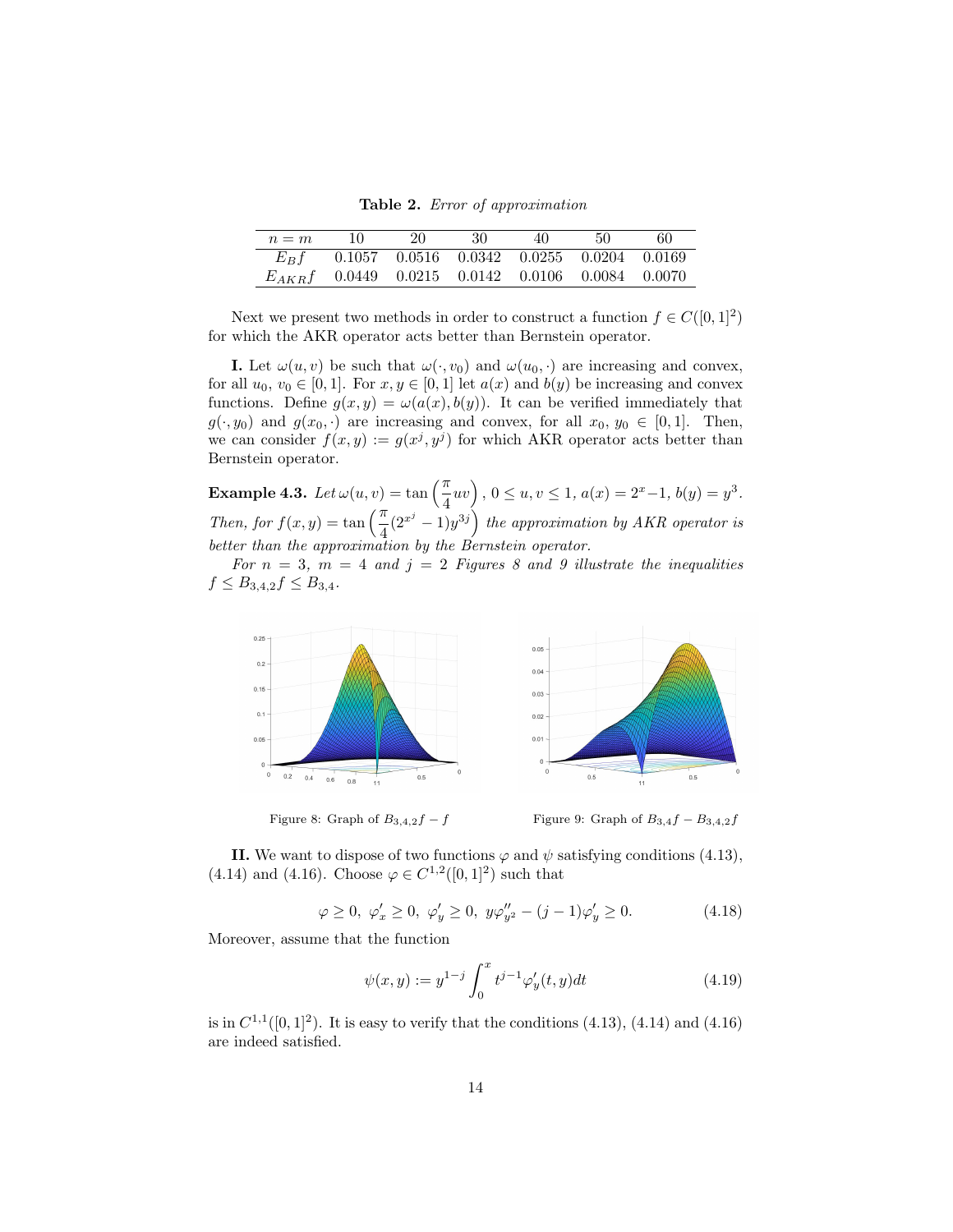**Table 2.** *Error of approximation*

| $n = m$ | 10 | 20 | 30 | 40 | 50 | 60 |
|---|---|---|---|---|---|---|
| $E_B f$ | 0.1057 | 0.0516 | 0.0342 | 0.0255 | 0.0204 | 0.0169 |
| $E_{AKR} f$ | 0.0449 | 0.0215 | 0.0142 | 0.0106 | 0.0084 | 0.0070 |

Next we present two methods in order to construct a function $f \in C([0,1]^2)$ for which the AKR operator acts better than Bernstein operator.

**I.** Let $\omega(u,v)$ be such that $\omega(\cdot, v_0)$ and $\omega(u_0, \cdot)$ are increasing and convex, for all $u_0,\ v_0 \in [0,1]$. For $x, y \in [0,1]$ let $a(x)$ and $b(y)$ be increasing and convex functions. Define $g(x,y) = \omega(a(x), b(y))$. It can be verified immediately that $g(\cdot, y_0)$ and $g(x_0, \cdot)$ are increasing and convex, for all $x_0,\ y_0 \in [0,1]$. Then, we can consider $f(x,y) := g(x^j, y^j)$ for which AKR operator acts better than Bernstein operator.

**Example 4.3.** *Let* $\omega(u,v) = \tan\left(\frac{\pi}{4}uv\right)$, $0 \le u, v \le 1$, $a(x) = 2^x - 1$, $b(y) = y^3$. *Then, for* $f(x,y) = \tan\left(\frac{\pi}{4}(2^{x^j} - 1)y^{3j}\right)$ *the approximation by AKR operator is better than the approximation by the Bernstein operator.*

*For* $n = 3$, $m = 4$ *and* $j = 2$ *Figures 8 and 9 illustrate the inequalities* $f \le B_{3,4,2} f \le B_{3,4}$.

Figure 8: Graph of $B_{3,4,2}f - f$

Figure 9: Graph of $B_{3,4}f - B_{3,4,2}f$

**II.** We want to dispose of two functions $\varphi$ and $\psi$ satisfying conditions (4.13), (4.14) and (4.16). Choose $\varphi \in C^{1,2}([0,1]^2)$ such that

$$\varphi \ge 0,\ \varphi'_x \ge 0,\ \varphi'_y \ge 0,\ y\varphi''_{y^2} - (j-1)\varphi'_y \ge 0. \tag{4.18}$$

Moreover, assume that the function

$$\psi(x,y) := y^{1-j} \int_0^x t^{j-1} \varphi'_y(t,y)dt \tag{4.19}$$

is in $C^{1,1}([0,1]^2)$. It is easy to verify that the conditions (4.13), (4.14) and (4.16) are indeed satisfied.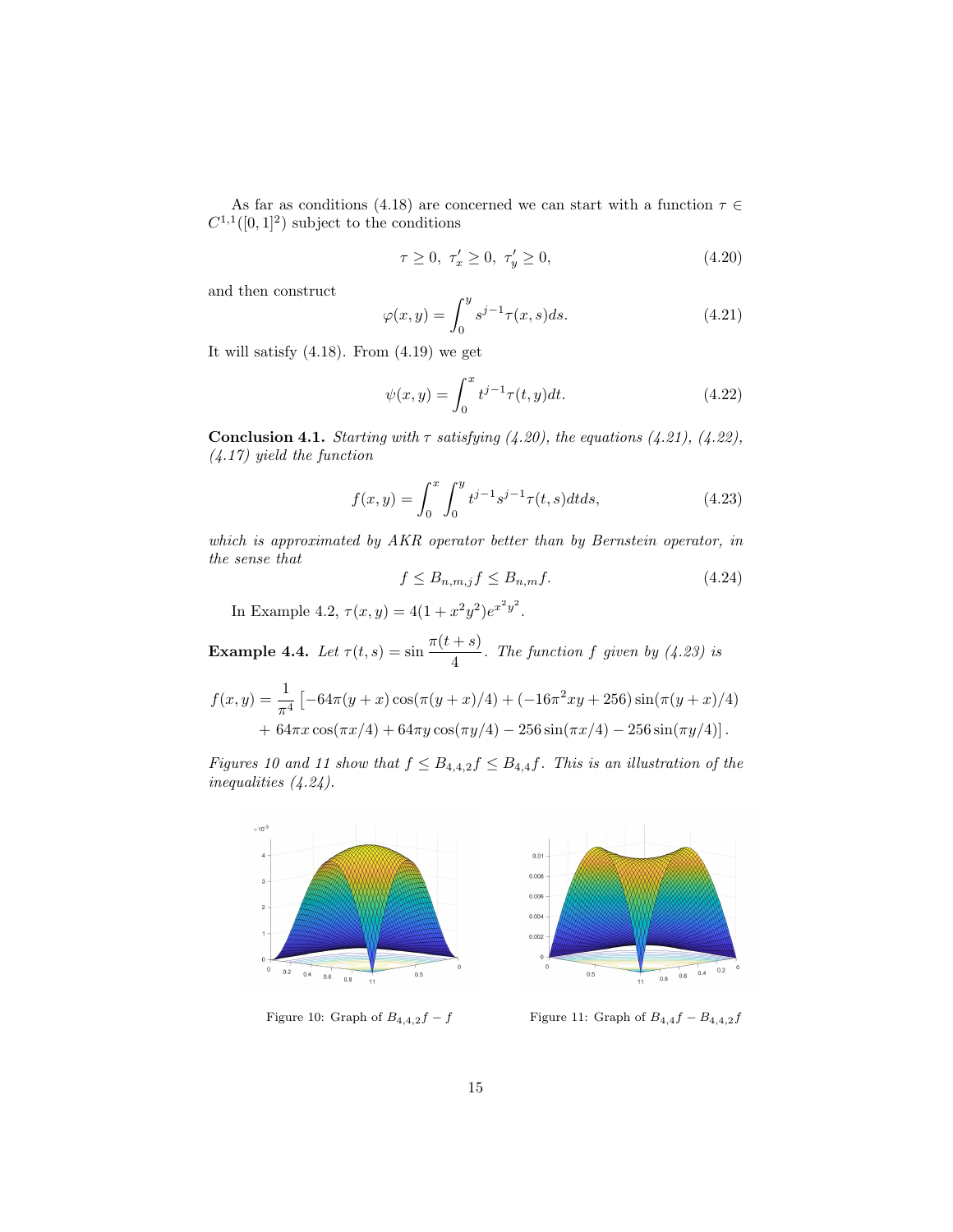As far as conditions (4.18) are concerned we can start with a function $\tau \in C^{1,1}([0,1]^2)$ subject to the conditions

$$\tau \geq 0,\ \tau'_x \geq 0,\ \tau'_y \geq 0, \tag{4.20}$$

and then construct

$$\varphi(x,y) = \int_0^y s^{j-1}\tau(x,s)ds. \tag{4.21}$$

It will satisfy (4.18). From (4.19) we get

$$\psi(x,y) = \int_0^x t^{j-1}\tau(t,y)dt. \tag{4.22}$$

**Conclusion 4.1.** *Starting with $\tau$ satisfying (4.20), the equations (4.21), (4.22), (4.17) yield the function*

$$f(x,y) = \int_0^x \int_0^y t^{j-1}s^{j-1}\tau(t,s)dtds, \tag{4.23}$$

*which is approximated by AKR operator better than by Bernstein operator, in the sense that*

$$f \leq B_{n,m,j}f \leq B_{n,m}f. \tag{4.24}$$

In Example 4.2, $\tau(x,y) = 4(1+x^2y^2)e^{x^2y^2}$.

**Example 4.4.** *Let $\tau(t,s) = \sin\dfrac{\pi(t+s)}{4}$. The function $f$ given by (4.23) is*

$$f(x,y) = \frac{1}{\pi^4}\left[-64\pi(y+x)\cos(\pi(y+x)/4) + (-16\pi^2xy + 256)\sin(\pi(y+x)/4)\right.$$
$$\left. + 64\pi x\cos(\pi x/4) + 64\pi y\cos(\pi y/4) - 256\sin(\pi x/4) - 256\sin(\pi y/4)\right].$$

*Figures 10 and 11 show that $f \leq B_{4,4,2}f \leq B_{4,4}f$. This is an illustration of the inequalities (4.24).*

Figure 10: Graph of $B_{4,4,2}f - f$

Figure 11: Graph of $B_{4,4}f - B_{4,4,2}f$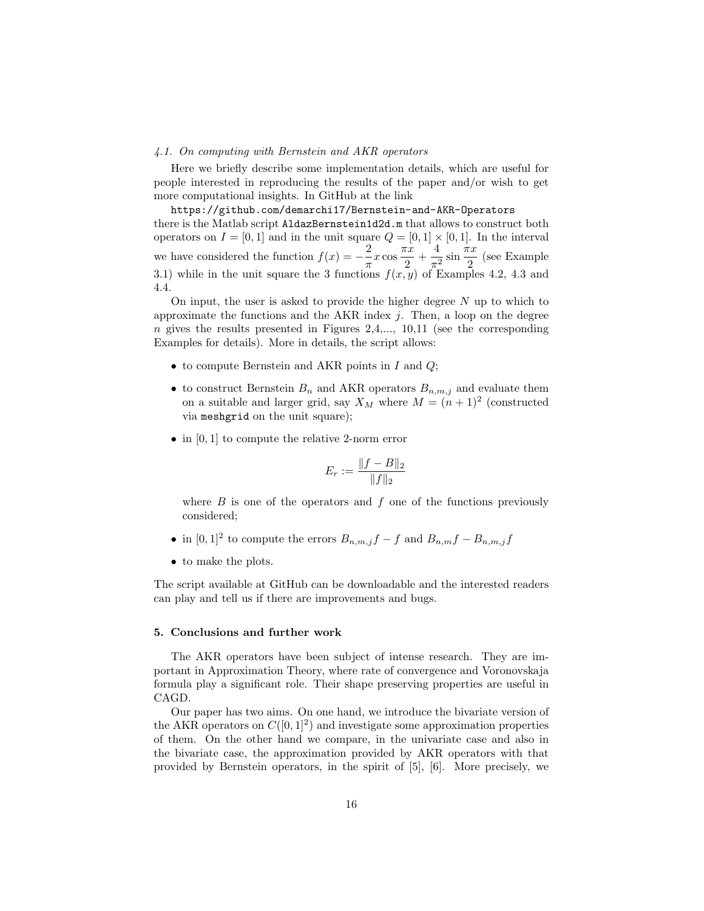### *4.1. On computing with Bernstein and AKR operators*

Here we briefly describe some implementation details, which are useful for people interested in reproducing the results of the paper and/or wish to get more computational insights. In GitHub at the link

`https://github.com/demarchi17/Bernstein-and-AKR-Operators`

there is the Matlab script `AldazBernstein1d2d.m` that allows to construct both operators on $I = [0,1]$ and in the unit square $Q = [0,1] \times [0,1]$. In the interval we have considered the function $f(x) = -\frac{2}{\pi} x \cos \frac{\pi x}{2} + \frac{4}{\pi^2} \sin \frac{\pi x}{2}$ (see Example 3.1) while in the unit square the 3 functions $f(x,y)$ of Examples 4.2, 4.3 and 4.4.

On input, the user is asked to provide the higher degree $N$ up to which to approximate the functions and the AKR index $j$. Then, a loop on the degree $n$ gives the results presented in Figures 2,4,..., 10,11 (see the corresponding Examples for details). More in details, the script allows:

- to compute Bernstein and AKR points in $I$ and $Q$;
- to construct Bernstein $B_n$ and AKR operators $B_{n,m,j}$ and evaluate them on a suitable and larger grid, say $X_M$ where $M = (n+1)^2$ (constructed via `meshgrid` on the unit square);
- in $[0,1]$ to compute the relative 2-norm error

$$E_r := \frac{\|f - B\|_2}{\|f\|_2}$$

  where $B$ is one of the operators and $f$ one of the functions previously considered;
- in $[0,1]^2$ to compute the errors $B_{n,m,j}f - f$ and $B_{n,m}f - B_{n,m,j}f$
- to make the plots.

The script available at GitHub can be downloadable and the interested readers can play and tell us if there are improvements and bugs.

## 5. Conclusions and further work

The AKR operators have been subject of intense research. They are important in Approximation Theory, where rate of convergence and Voronovskaja formula play a significant role. Their shape preserving properties are useful in CAGD.

Our paper has two aims. On one hand, we introduce the bivariate version of the AKR operators on $C([0,1]^2)$ and investigate some approximation properties of them. On the other hand we compare, in the univariate case and also in the bivariate case, the approximation provided by AKR operators with that provided by Bernstein operators, in the spirit of [5], [6]. More precisely, we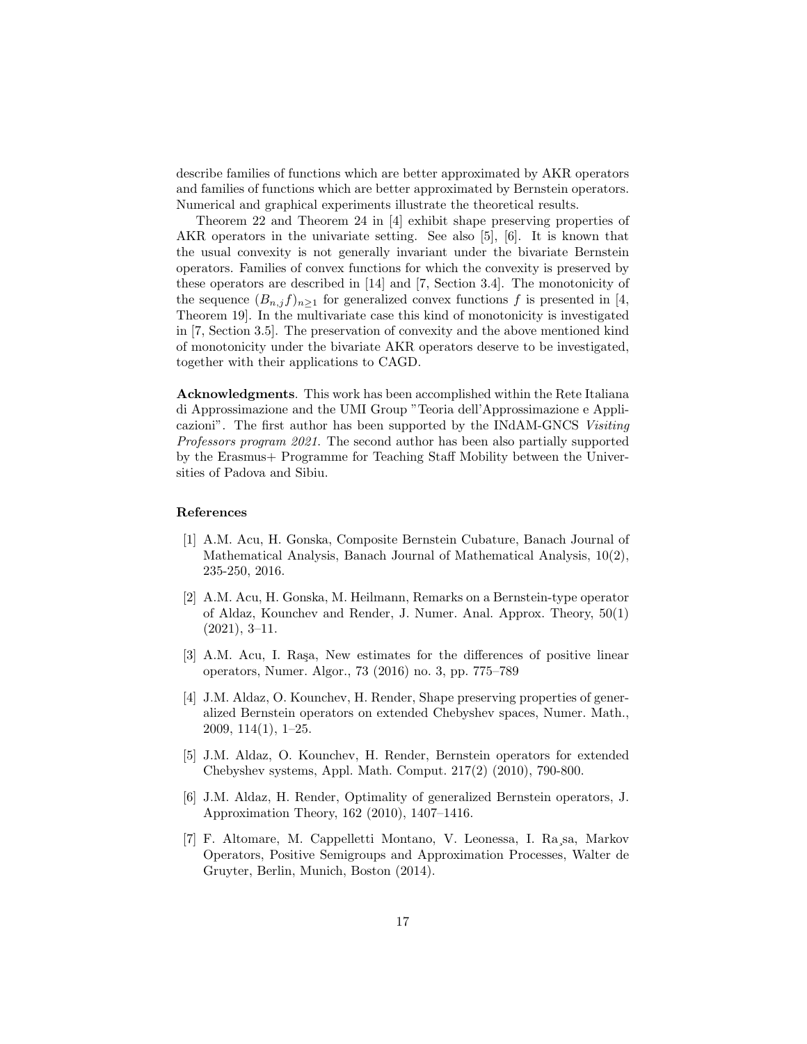describe families of functions which are better approximated by AKR operators and families of functions which are better approximated by Bernstein operators. Numerical and graphical experiments illustrate the theoretical results.

Theorem 22 and Theorem 24 in [4] exhibit shape preserving properties of AKR operators in the univariate setting. See also [5], [6]. It is known that the usual convexity is not generally invariant under the bivariate Bernstein operators. Families of convex functions for which the convexity is preserved by these operators are described in [14] and [7, Section 3.4]. The monotonicity of the sequence $(B_{n,j}f)_{n\geq 1}$ for generalized convex functions $f$ is presented in [4, Theorem 19]. In the multivariate case this kind of monotonicity is investigated in [7, Section 3.5]. The preservation of convexity and the above mentioned kind of monotonicity under the bivariate AKR operators deserve to be investigated, together with their applications to CAGD.

**Acknowledgments**. This work has been accomplished within the Rete Italiana di Approssimazione and the UMI Group "Teoria dell'Approssimazione e Applicazioni". The first author has been supported by the INdAM-GNCS *Visiting Professors program 2021*. The second author has been also partially supported by the Erasmus+ Programme for Teaching Staff Mobility between the Universities of Padova and Sibiu.

## References

[1] A.M. Acu, H. Gonska, Composite Bernstein Cubature, Banach Journal of Mathematical Analysis, Banach Journal of Mathematical Analysis, 10(2), 235-250, 2016.

[2] A.M. Acu, H. Gonska, M. Heilmann, Remarks on a Bernstein-type operator of Aldaz, Kounchev and Render, J. Numer. Anal. Approx. Theory, 50(1) (2021), 3–11.

[3] A.M. Acu, I. Raşa, New estimates for the differences of positive linear operators, Numer. Algor., 73 (2016) no. 3, pp. 775–789

[4] J.M. Aldaz, O. Kounchev, H. Render, Shape preserving properties of generalized Bernstein operators on extended Chebyshev spaces, Numer. Math., 2009, 114(1), 1–25.

[5] J.M. Aldaz, O. Kounchev, H. Render, Bernstein operators for extended Chebyshev systems, Appl. Math. Comput. 217(2) (2010), 790-800.

[6] J.M. Aldaz, H. Render, Optimality of generalized Bernstein operators, J. Approximation Theory, 162 (2010), 1407–1416.

[7] F. Altomare, M. Cappelletti Montano, V. Leonessa, I. Raşa, Markov Operators, Positive Semigroups and Approximation Processes, Walter de Gruyter, Berlin, Munich, Boston (2014).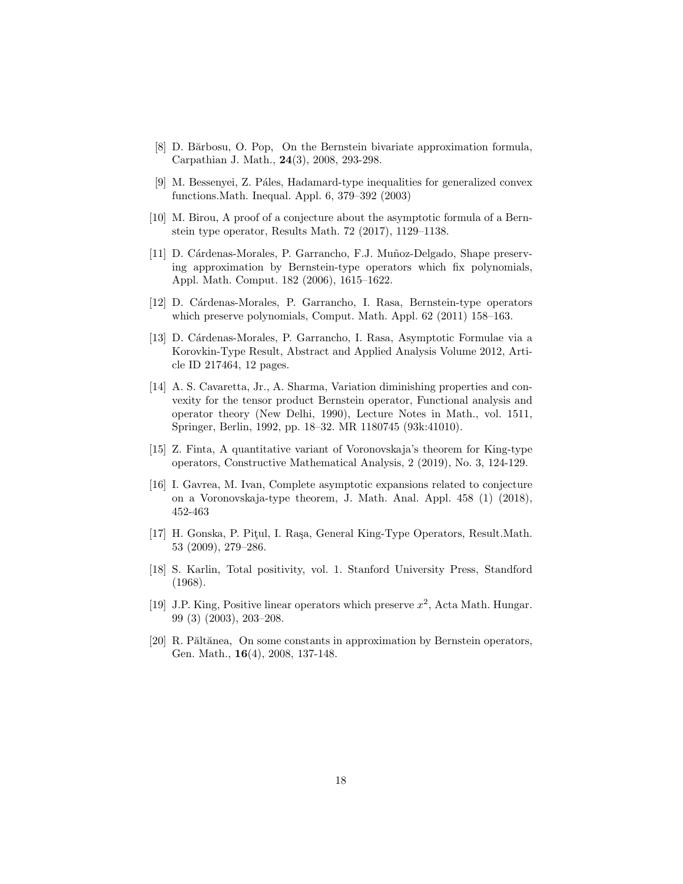[8] D. Bărbosu, O. Pop, On the Bernstein bivariate approximation formula, Carpathian J. Math., **24**(3), 2008, 293-298.

[9] M. Bessenyei, Z. Páles, Hadamard-type inequalities for generalized convex functions.Math. Inequal. Appl. 6, 379–392 (2003)

[10] M. Birou, A proof of a conjecture about the asymptotic formula of a Bernstein type operator, Results Math. 72 (2017), 1129–1138.

[11] D. Cárdenas-Morales, P. Garrancho, F.J. Muñoz-Delgado, Shape preserving approximation by Bernstein-type operators which fix polynomials, Appl. Math. Comput. 182 (2006), 1615–1622.

[12] D. Cárdenas-Morales, P. Garrancho, I. Rasa, Bernstein-type operators which preserve polynomials, Comput. Math. Appl. 62 (2011) 158–163.

[13] D. Cárdenas-Morales, P. Garrancho, I. Rasa, Asymptotic Formulae via a Korovkin-Type Result, Abstract and Applied Analysis Volume 2012, Article ID 217464, 12 pages.

[14] A. S. Cavaretta, Jr., A. Sharma, Variation diminishing properties and convexity for the tensor product Bernstein operator, Functional analysis and operator theory (New Delhi, 1990), Lecture Notes in Math., vol. 1511, Springer, Berlin, 1992, pp. 18–32. MR 1180745 (93k:41010).

[15] Z. Finta, A quantitative variant of Voronovskaja's theorem for King-type operators, Constructive Mathematical Analysis, 2 (2019), No. 3, 124-129.

[16] I. Gavrea, M. Ivan, Complete asymptotic expansions related to conjecture on a Voronovskaja-type theorem, J. Math. Anal. Appl. 458 (1) (2018), 452-463

[17] H. Gonska, P. Piţul, I. Raşa, General King-Type Operators, Result.Math. 53 (2009), 279–286.

[18] S. Karlin, Total positivity, vol. 1. Stanford University Press, Standford (1968).

[19] J.P. King, Positive linear operators which preserve $x^2$, Acta Math. Hungar. 99 (3) (2003), 203–208.

[20] R. Păltănea, On some constants in approximation by Bernstein operators, Gen. Math., **16**(4), 2008, 137-148.